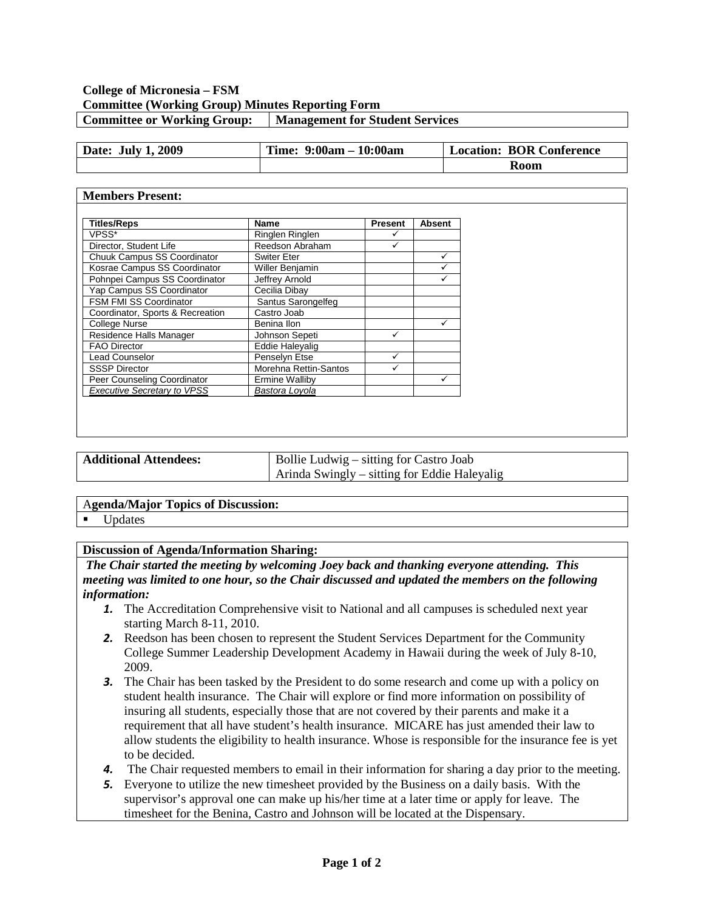**College of Micronesia – FSM**
**Committee (Working Group) Minutes Reporting Form**

| **Committee or Working Group:** | **Management for Student Services** |
|---|---|

| **Date: July 1, 2009** | **Time: 9:00am – 10:00am** | **Location: BOR Conference Room** |
|---|---|---|

**Members Present:**

| Titles/Reps | Name | Present | Absent |
|---|---|---|---|
| VPSS* | Ringlen Ringlen | ✓ | |
| Director, Student Life | Reedson Abraham | ✓ | |
| Chuuk Campus SS Coordinator | Switer Eter | | ✓ |
| Kosrae Campus SS Coordinator | Willer Benjamin | | ✓ |
| Pohnpei Campus SS Coordinator | Jeffrey Arnold | | ✓ |
| Yap Campus SS Coordinator | Cecilia Dibay | | |
| FSM FMI SS Coordinator | Santus Sarongelfeg | | |
| Coordinator, Sports & Recreation | Castro Joab | | |
| College Nurse | Benina Ilon | | ✓ |
| Residence Halls Manager | Johnson Sepeti | ✓ | |
| FAO Director | Eddie Haleyalig | | |
| Lead Counselor | Penselyn Etse | ✓ | |
| SSSP Director | Morehna Rettin-Santos | ✓ | |
| Peer Counseling Coordinator | Ermine Walliby | | ✓ |
| *Executive Secretary to VPSS* | *Bastora Loyola* | | |

| **Additional Attendees:** | Bollie Ludwig – sitting for Castro Joab<br>Arinda Swingly – sitting for Eddie Haleyalig |
|---|---|

**Agenda/Major Topics of Discussion:**

- Updates

**Discussion of Agenda/Information Sharing:**

***The Chair started the meeting by welcoming Joey back and thanking everyone attending. This meeting was limited to one hour, so the Chair discussed and updated the members on the following information:***

1. The Accreditation Comprehensive visit to National and all campuses is scheduled next year starting March 8-11, 2010.
2. Reedson has been chosen to represent the Student Services Department for the Community College Summer Leadership Development Academy in Hawaii during the week of July 8-10, 2009.
3. The Chair has been tasked by the President to do some research and come up with a policy on student health insurance. The Chair will explore or find more information on possibility of insuring all students, especially those that are not covered by their parents and make it a requirement that all have student's health insurance. MICARE has just amended their law to allow students the eligibility to health insurance. Whose is responsible for the insurance fee is yet to be decided.
4. The Chair requested members to email in their information for sharing a day prior to the meeting.
5. Everyone to utilize the new timesheet provided by the Business on a daily basis. With the supervisor's approval one can make up his/her time at a later time or apply for leave. The timesheet for the Benina, Castro and Johnson will be located at the Dispensary.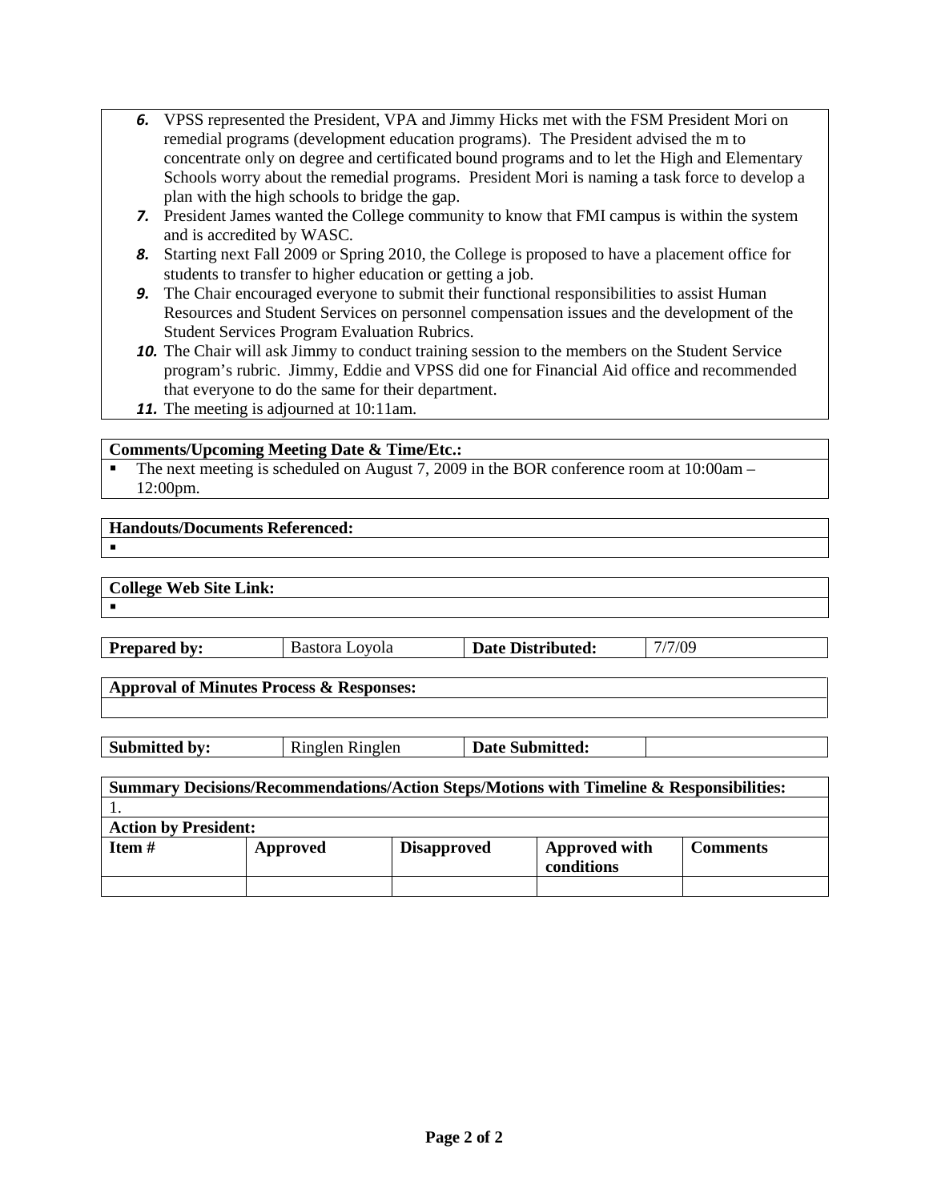6. VPSS represented the President, VPA and Jimmy Hicks met with the FSM President Mori on remedial programs (development education programs). The President advised the m to concentrate only on degree and certificated bound programs and to let the High and Elementary Schools worry about the remedial programs. President Mori is naming a task force to develop a plan with the high schools to bridge the gap.
7. President James wanted the College community to know that FMI campus is within the system and is accredited by WASC.
8. Starting next Fall 2009 or Spring 2010, the College is proposed to have a placement office for students to transfer to higher education or getting a job.
9. The Chair encouraged everyone to submit their functional responsibilities to assist Human Resources and Student Services on personnel compensation issues and the development of the Student Services Program Evaluation Rubrics.
10. The Chair will ask Jimmy to conduct training session to the members on the Student Service program's rubric. Jimmy, Eddie and VPSS did one for Financial Aid office and recommended that everyone to do the same for their department.
11. The meeting is adjourned at 10:11am.

**Comments/Upcoming Meeting Date & Time/Etc.:**

- The next meeting is scheduled on August 7, 2009 in the BOR conference room at 10:00am – 12:00pm.

**Handouts/Documents Referenced:**

-

**College Web Site Link:**

-

| | | | |
|---|---|---|---|
| **Prepared by:** | Bastora Loyola | **Date Distributed:** | 7/7/09 |

**Approval of Minutes Process & Responses:**

| | | | |
|---|---|---|---|
| **Submitted by:** | Ringlen Ringlen | **Date Submitted:** | |

**Summary Decisions/Recommendations/Action Steps/Motions with Timeline & Responsibilities:**

1.

**Action by President:**

| Item # | Approved | Disapproved | Approved with conditions | Comments |
|---|---|---|---|---|
| | | | | |